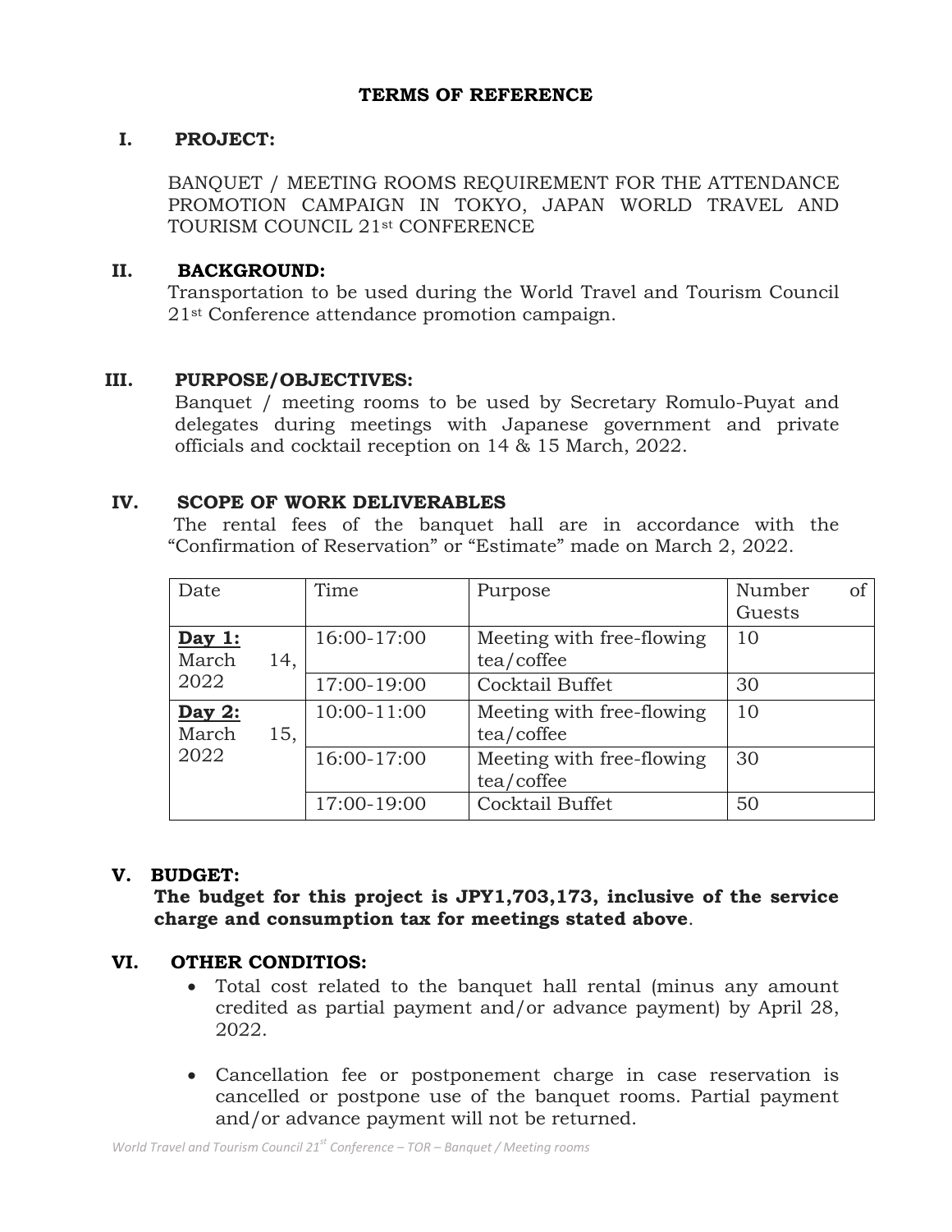# TERMS OF REFERENCE

## I. PROJECT:

BANQUET / MEETING ROOMS REQUIREMENT FOR THE ATTENDANCE PROMOTION CAMPAIGN IN TOKYO, JAPAN WORLD TRAVEL AND TOURISM COUNCIL 21st CONFERENCE

## II. BACKGROUND:

Transportation to be used during the World Travel and Tourism Council 21st Conference attendance promotion campaign.

## III. PURPOSE/OBJECTIVES:

Banquet / meeting rooms to be used by Secretary Romulo-Puyat and delegates during meetings with Japanese government and private officials and cocktail reception on 14 & 15 March, 2022.

## IV. SCOPE OF WORK DELIVERABLES

The rental fees of the banquet hall are in accordance with the "Confirmation of Reservation" or "Estimate" made on March 2, 2022.

| Date | Time | Purpose | Number of Guests |
|---|---|---|---|
| **Day 1:** March 14, 2022 | 16:00-17:00 | Meeting with free-flowing tea/coffee | 10 |
| | 17:00-19:00 | Cocktail Buffet | 30 |
| **Day 2:** March 15, 2022 | 10:00-11:00 | Meeting with free-flowing tea/coffee | 10 |
| | 16:00-17:00 | Meeting with free-flowing tea/coffee | 30 |
| | 17:00-19:00 | Cocktail Buffet | 50 |

## V. BUDGET:

**The budget for this project is JPY1,703,173, inclusive of the service charge and consumption tax for meetings stated above**.

## VI. OTHER CONDITIOS:

- Total cost related to the banquet hall rental (minus any amount credited as partial payment and/or advance payment) by April 28, 2022.
- Cancellation fee or postponement charge in case reservation is cancelled or postpone use of the banquet rooms. Partial payment and/or advance payment will not be returned.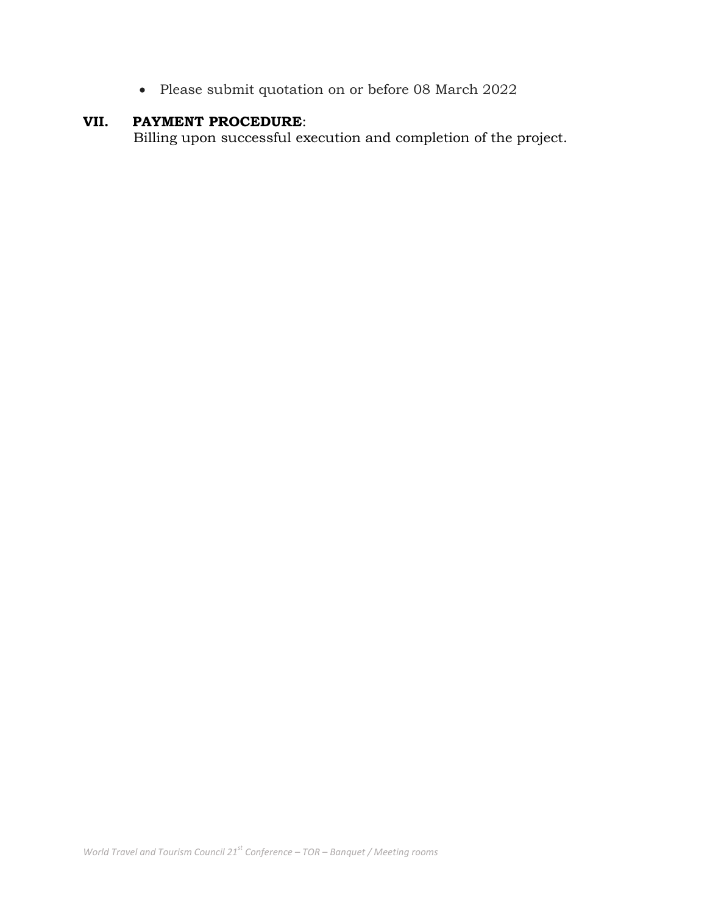- Please submit quotation on or before 08 March 2022

## VII. PAYMENT PROCEDURE:

Billing upon successful execution and completion of the project.